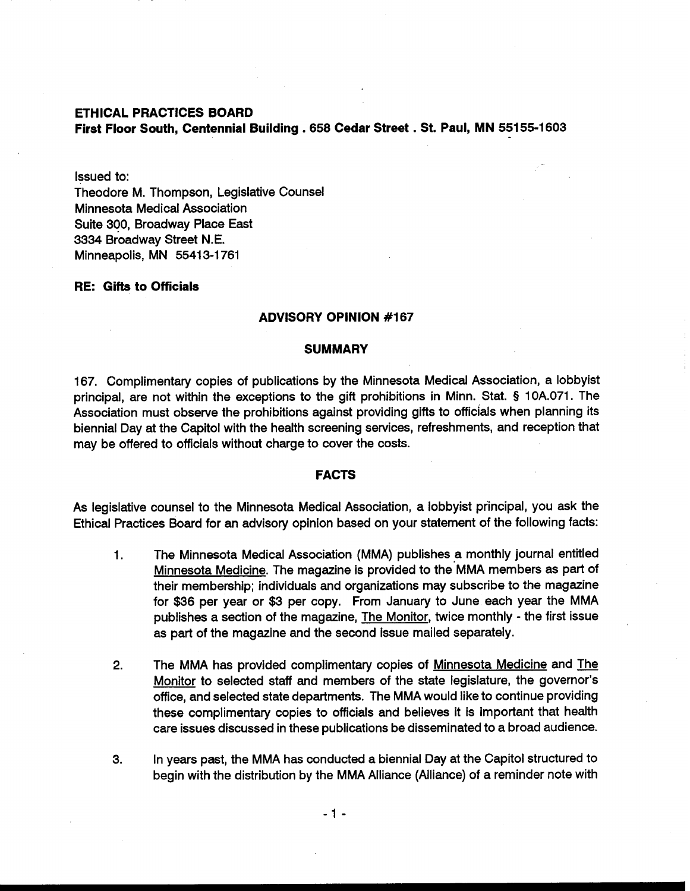**ETHICAL PRACTICES BOARD**
**First Floor South, Centennial Building . 658 Cedar Street . St. Paul, MN 55155-1603**

Issued to:
Theodore M. Thompson, Legislative Counsel
Minnesota Medical Association
Suite 300, Broadway Place East
3334 Broadway Street N.E.
Minneapolis, MN 55413-1761

**RE: Gifts to Officials**

## ADVISORY OPINION #167

## SUMMARY

167. Complimentary copies of publications by the Minnesota Medical Association, a lobbyist principal, are not within the exceptions to the gift prohibitions in Minn. Stat. § 10A.071. The Association must observe the prohibitions against providing gifts to officials when planning its biennial Day at the Capitol with the health screening services, refreshments, and reception that may be offered to officials without charge to cover the costs.

## FACTS

As legislative counsel to the Minnesota Medical Association, a lobbyist principal, you ask the Ethical Practices Board for an advisory opinion based on your statement of the following facts:

1. The Minnesota Medical Association (MMA) publishes a monthly journal entitled Minnesota Medicine. The magazine is provided to the MMA members as part of their membership; individuals and organizations may subscribe to the magazine for $36 per year or $3 per copy. From January to June each year the MMA publishes a section of the magazine, The Monitor, twice monthly - the first issue as part of the magazine and the second issue mailed separately.

2. The MMA has provided complimentary copies of Minnesota Medicine and The Monitor to selected staff and members of the state legislature, the governor's office, and selected state departments. The MMA would like to continue providing these complimentary copies to officials and believes it is important that health care issues discussed in these publications be disseminated to a broad audience.

3. In years past, the MMA has conducted a biennial Day at the Capitol structured to begin with the distribution by the MMA Alliance (Alliance) of a reminder note with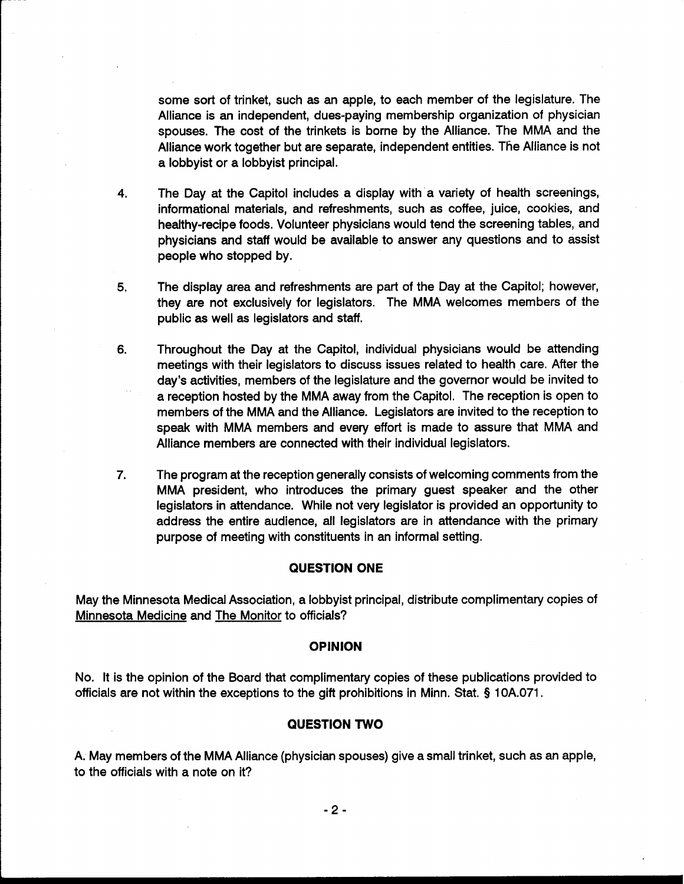some sort of trinket, such as an apple, to each member of the legislature. The Alliance is an independent, dues-paying membership organization of physician spouses. The cost of the trinkets is borne by the Alliance. The MMA and the Alliance work together but are separate, independent entities. The Alliance is not a lobbyist or a lobbyist principal.

4. The Day at the Capitol includes a display with a variety of health screenings, informational materials, and refreshments, such as coffee, juice, cookies, and healthy-recipe foods. Volunteer physicians would tend the screening tables, and physicians and staff would be available to answer any questions and to assist people who stopped by.

5. The display area and refreshments are part of the Day at the Capitol; however, they are not exclusively for legislators. The MMA welcomes members of the public as well as legislators and staff.

6. Throughout the Day at the Capitol, individual physicians would be attending meetings with their legislators to discuss issues related to health care. After the day's activities, members of the legislature and the governor would be invited to a reception hosted by the MMA away from the Capitol. The reception is open to members of the MMA and the Alliance. Legislators are invited to the reception to speak with MMA members and every effort is made to assure that MMA and Alliance members are connected with their individual legislators.

7. The program at the reception generally consists of welcoming comments from the MMA president, who introduces the primary guest speaker and the other legislators in attendance. While not very legislator is provided an opportunity to address the entire audience, all legislators are in attendance with the primary purpose of meeting with constituents in an informal setting.

## QUESTION ONE

May the Minnesota Medical Association, a lobbyist principal, distribute complimentary copies of Minnesota Medicine and The Monitor to officials?

## OPINION

No. It is the opinion of the Board that complimentary copies of these publications provided to officials are not within the exceptions to the gift prohibitions in Minn. Stat. § 10A.071.

## QUESTION TWO

A. May members of the MMA Alliance (physician spouses) give a small trinket, such as an apple, to the officials with a note on it?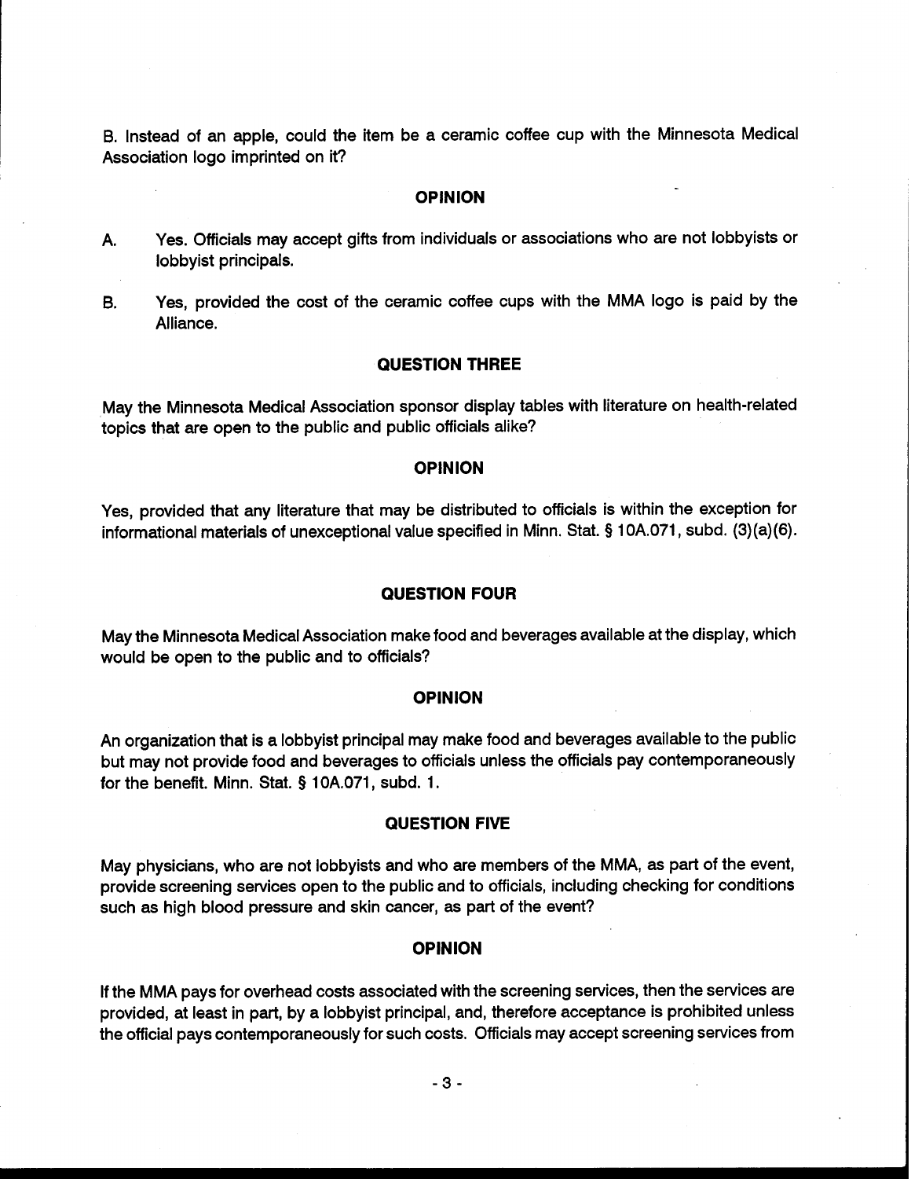B. Instead of an apple, could the item be a ceramic coffee cup with the Minnesota Medical Association logo imprinted on it?

### OPINION

A. Yes. Officials may accept gifts from individuals or associations who are not lobbyists or lobbyist principals.

B. Yes, provided the cost of the ceramic coffee cups with the MMA logo is paid by the Alliance.

### QUESTION THREE

May the Minnesota Medical Association sponsor display tables with literature on health-related topics that are open to the public and public officials alike?

### OPINION

Yes, provided that any literature that may be distributed to officials is within the exception for informational materials of unexceptional value specified in Minn. Stat. § 10A.071, subd. (3)(a)(6).

### QUESTION FOUR

May the Minnesota Medical Association make food and beverages available at the display, which would be open to the public and to officials?

### OPINION

An organization that is a lobbyist principal may make food and beverages available to the public but may not provide food and beverages to officials unless the officials pay contemporaneously for the benefit. Minn. Stat. § 10A.071, subd. 1.

### QUESTION FIVE

May physicians, who are not lobbyists and who are members of the MMA, as part of the event, provide screening services open to the public and to officials, including checking for conditions such as high blood pressure and skin cancer, as part of the event?

### OPINION

If the MMA pays for overhead costs associated with the screening services, then the services are provided, at least in part, by a lobbyist principal, and, therefore acceptance is prohibited unless the official pays contemporaneously for such costs. Officials may accept screening services from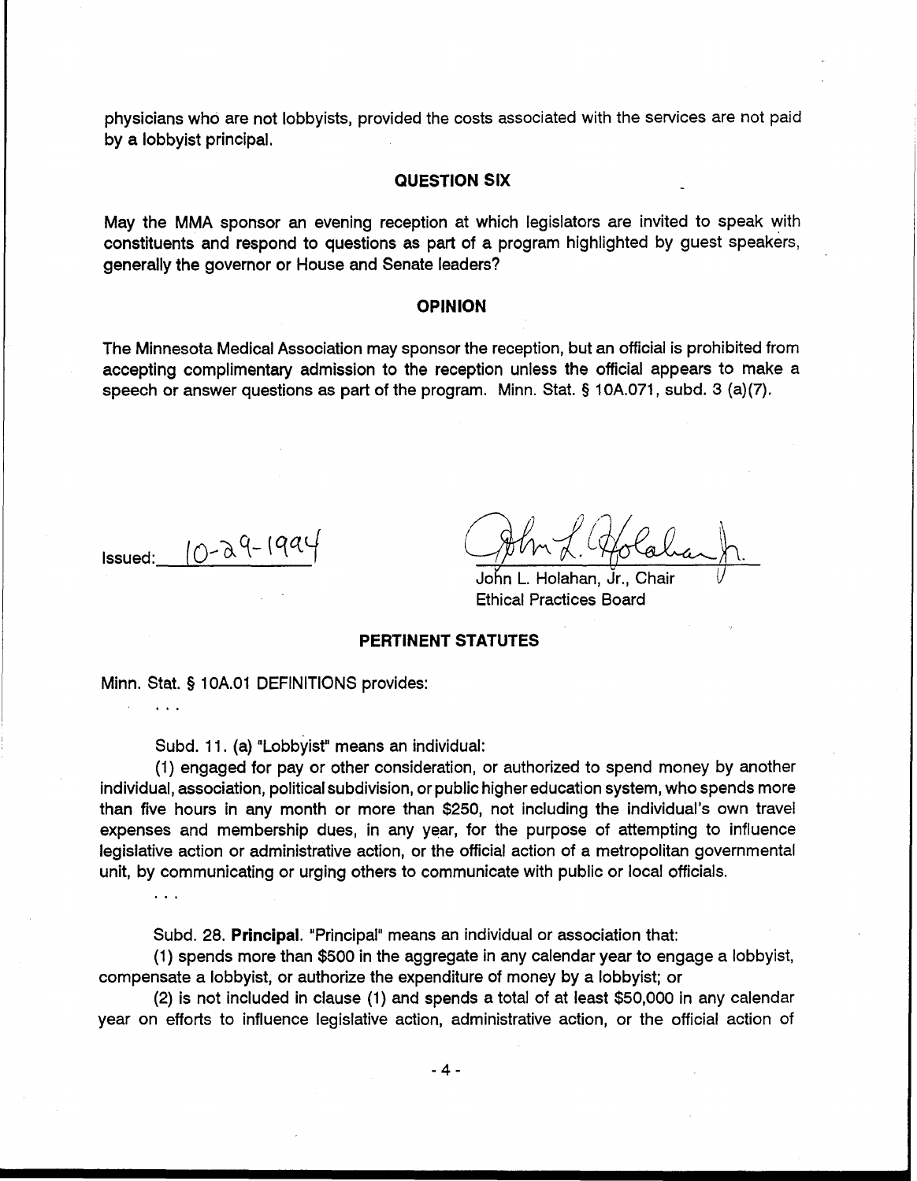physicians who are not lobbyists, provided the costs associated with the services are not paid by a lobbyist principal.

## QUESTION SIX

May the MMA sponsor an evening reception at which legislators are invited to speak with constituents and respond to questions as part of a program highlighted by guest speakers, generally the governor or House and Senate leaders?

## OPINION

The Minnesota Medical Association may sponsor the reception, but an official is prohibited from accepting complimentary admission to the reception unless the official appears to make a speech or answer questions as part of the program. Minn. Stat. § 10A.071, subd. 3 (a)(7).

Issued: 10-29-1994

John L. Holahan, Jr., Chair
Ethical Practices Board

## PERTINENT STATUTES

Minn. Stat. § 10A.01 DEFINITIONS provides:

. . .

Subd. 11. (a) "Lobbyist" means an individual:

(1) engaged for pay or other consideration, or authorized to spend money by another individual, association, political subdivision, or public higher education system, who spends more than five hours in any month or more than $250, not including the individual's own travel expenses and membership dues, in any year, for the purpose of attempting to influence legislative action or administrative action, or the official action of a metropolitan governmental unit, by communicating or urging others to communicate with public or local officials.

. . .

Subd. 28. **Principal**. "Principal" means an individual or association that:

(1) spends more than $500 in the aggregate in any calendar year to engage a lobbyist, compensate a lobbyist, or authorize the expenditure of money by a lobbyist; or

(2) is not included in clause (1) and spends a total of at least $50,000 in any calendar year on efforts to influence legislative action, administrative action, or the official action of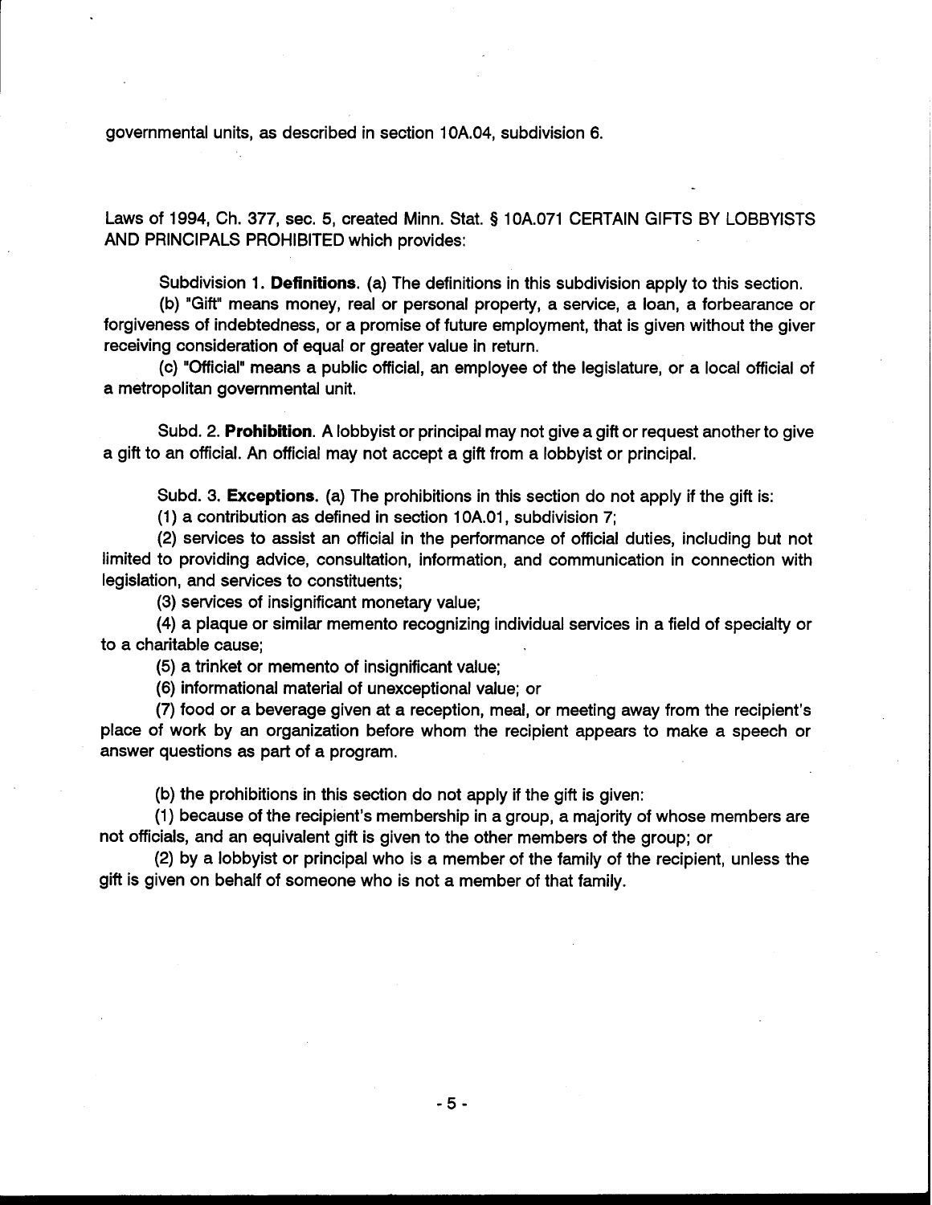governmental units, as described in section 10A.04, subdivision 6.

Laws of 1994, Ch. 377, sec. 5, created Minn. Stat. § 10A.071 CERTAIN GIFTS BY LOBBYISTS AND PRINCIPALS PROHIBITED which provides:

Subdivision 1. **Definitions.** (a) The definitions in this subdivision apply to this section.

(b) "Gift" means money, real or personal property, a service, a loan, a forbearance or forgiveness of indebtedness, or a promise of future employment, that is given without the giver receiving consideration of equal or greater value in return.

(c) "Official" means a public official, an employee of the legislature, or a local official of a metropolitan governmental unit.

Subd. 2. **Prohibition.** A lobbyist or principal may not give a gift or request another to give a gift to an official. An official may not accept a gift from a lobbyist or principal.

Subd. 3. **Exceptions.** (a) The prohibitions in this section do not apply if the gift is:

(1) a contribution as defined in section 10A.01, subdivision 7;

(2) services to assist an official in the performance of official duties, including but not limited to providing advice, consultation, information, and communication in connection with legislation, and services to constituents;

(3) services of insignificant monetary value;

(4) a plaque or similar memento recognizing individual services in a field of specialty or to a charitable cause;

(5) a trinket or memento of insignificant value;

(6) informational material of unexceptional value; or

(7) food or a beverage given at a reception, meal, or meeting away from the recipient's place of work by an organization before whom the recipient appears to make a speech or answer questions as part of a program.

(b) the prohibitions in this section do not apply if the gift is given:

(1) because of the recipient's membership in a group, a majority of whose members are not officials, and an equivalent gift is given to the other members of the group; or

(2) by a lobbyist or principal who is a member of the family of the recipient, unless the gift is given on behalf of someone who is not a member of that family.